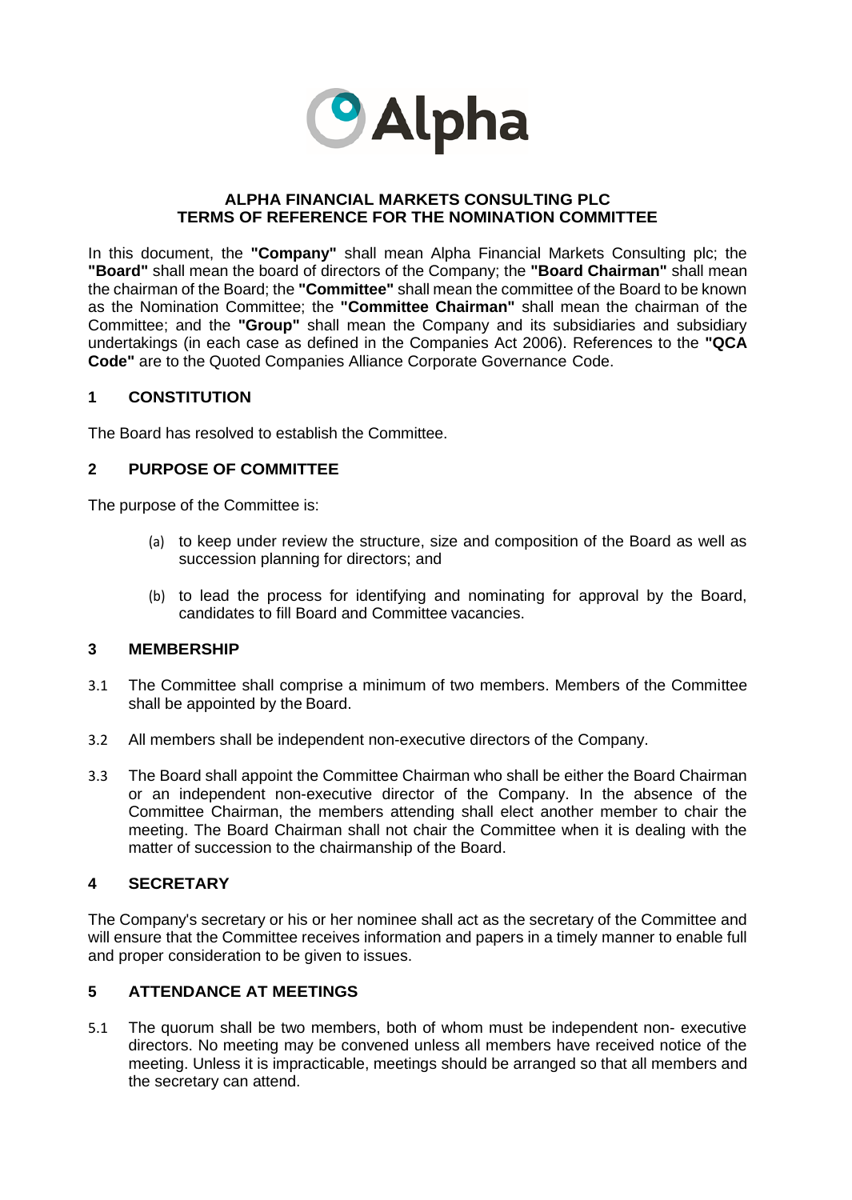# ALPHA FINANCIAL MARKETS CONSULTING PLC
# TERMS OF REFERENCE FOR THE NOMINATION COMMITTEE

In this document, the **"Company"** shall mean Alpha Financial Markets Consulting plc; the **"Board"** shall mean the board of directors of the Company; the **"Board Chairman"** shall mean the chairman of the Board; the **"Committee"** shall mean the committee of the Board to be known as the Nomination Committee; the **"Committee Chairman"** shall mean the chairman of the Committee; and the **"Group"** shall mean the Company and its subsidiaries and subsidiary undertakings (in each case as defined in the Companies Act 2006). References to the **"QCA Code"** are to the Quoted Companies Alliance Corporate Governance Code.

## 1 CONSTITUTION

The Board has resolved to establish the Committee.

## 2 PURPOSE OF COMMITTEE

The purpose of the Committee is:

(a) to keep under review the structure, size and composition of the Board as well as succession planning for directors; and

(b) to lead the process for identifying and nominating for approval by the Board, candidates to fill Board and Committee vacancies.

## 3 MEMBERSHIP

3.1 The Committee shall comprise a minimum of two members. Members of the Committee shall be appointed by the Board.

3.2 All members shall be independent non-executive directors of the Company.

3.3 The Board shall appoint the Committee Chairman who shall be either the Board Chairman or an independent non-executive director of the Company. In the absence of the Committee Chairman, the members attending shall elect another member to chair the meeting. The Board Chairman shall not chair the Committee when it is dealing with the matter of succession to the chairmanship of the Board.

## 4 SECRETARY

The Company's secretary or his or her nominee shall act as the secretary of the Committee and will ensure that the Committee receives information and papers in a timely manner to enable full and proper consideration to be given to issues.

## 5 ATTENDANCE AT MEETINGS

5.1 The quorum shall be two members, both of whom must be independent non- executive directors. No meeting may be convened unless all members have received notice of the meeting. Unless it is impracticable, meetings should be arranged so that all members and the secretary can attend.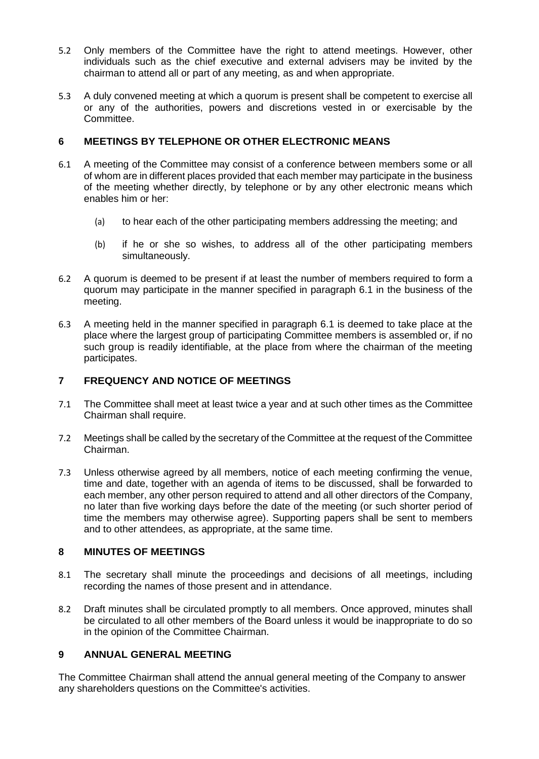5.2 Only members of the Committee have the right to attend meetings. However, other individuals such as the chief executive and external advisers may be invited by the chairman to attend all or part of any meeting, as and when appropriate.

5.3 A duly convened meeting at which a quorum is present shall be competent to exercise all or any of the authorities, powers and discretions vested in or exercisable by the Committee.

## 6 MEETINGS BY TELEPHONE OR OTHER ELECTRONIC MEANS

6.1 A meeting of the Committee may consist of a conference between members some or all of whom are in different places provided that each member may participate in the business of the meeting whether directly, by telephone or by any other electronic means which enables him or her:

(a) to hear each of the other participating members addressing the meeting; and

(b) if he or she so wishes, to address all of the other participating members simultaneously.

6.2 A quorum is deemed to be present if at least the number of members required to form a quorum may participate in the manner specified in paragraph 6.1 in the business of the meeting.

6.3 A meeting held in the manner specified in paragraph 6.1 is deemed to take place at the place where the largest group of participating Committee members is assembled or, if no such group is readily identifiable, at the place from where the chairman of the meeting participates.

## 7 FREQUENCY AND NOTICE OF MEETINGS

7.1 The Committee shall meet at least twice a year and at such other times as the Committee Chairman shall require.

7.2 Meetings shall be called by the secretary of the Committee at the request of the Committee Chairman.

7.3 Unless otherwise agreed by all members, notice of each meeting confirming the venue, time and date, together with an agenda of items to be discussed, shall be forwarded to each member, any other person required to attend and all other directors of the Company, no later than five working days before the date of the meeting (or such shorter period of time the members may otherwise agree). Supporting papers shall be sent to members and to other attendees, as appropriate, at the same time.

## 8 MINUTES OF MEETINGS

8.1 The secretary shall minute the proceedings and decisions of all meetings, including recording the names of those present and in attendance.

8.2 Draft minutes shall be circulated promptly to all members. Once approved, minutes shall be circulated to all other members of the Board unless it would be inappropriate to do so in the opinion of the Committee Chairman.

## 9 ANNUAL GENERAL MEETING

The Committee Chairman shall attend the annual general meeting of the Company to answer any shareholders questions on the Committee's activities.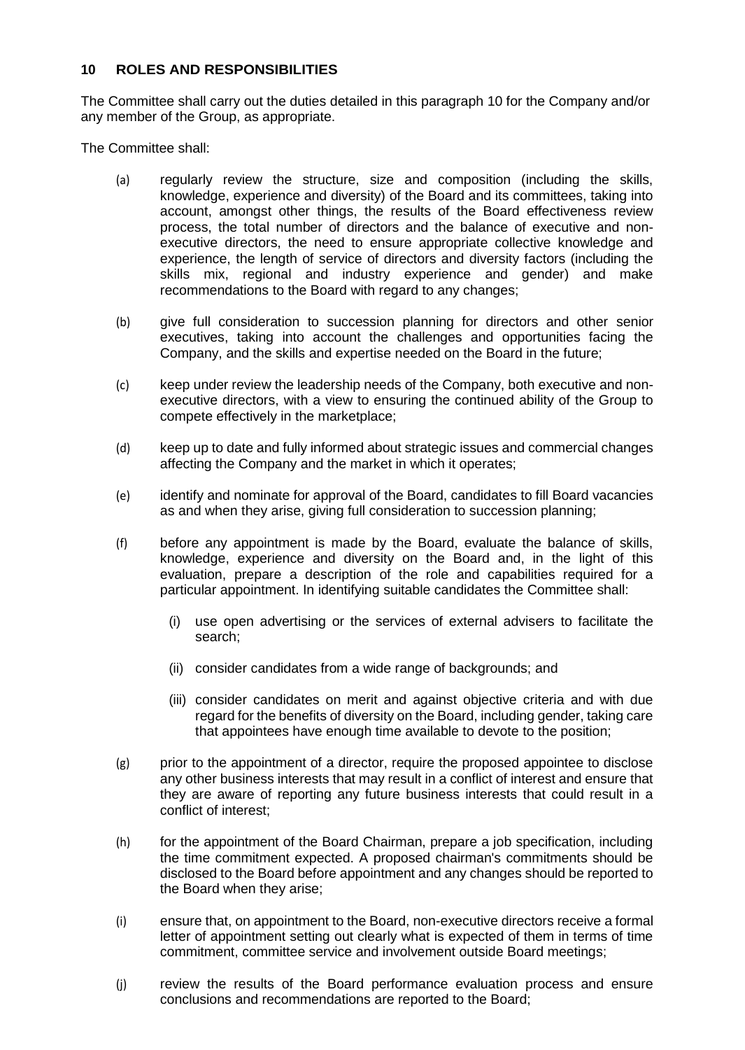## 10 ROLES AND RESPONSIBILITIES

The Committee shall carry out the duties detailed in this paragraph 10 for the Company and/or any member of the Group, as appropriate.

The Committee shall:

(a) regularly review the structure, size and composition (including the skills, knowledge, experience and diversity) of the Board and its committees, taking into account, amongst other things, the results of the Board effectiveness review process, the total number of directors and the balance of executive and non-executive directors, the need to ensure appropriate collective knowledge and experience, the length of service of directors and diversity factors (including the skills mix, regional and industry experience and gender) and make recommendations to the Board with regard to any changes;

(b) give full consideration to succession planning for directors and other senior executives, taking into account the challenges and opportunities facing the Company, and the skills and expertise needed on the Board in the future;

(c) keep under review the leadership needs of the Company, both executive and non-executive directors, with a view to ensuring the continued ability of the Group to compete effectively in the marketplace;

(d) keep up to date and fully informed about strategic issues and commercial changes affecting the Company and the market in which it operates;

(e) identify and nominate for approval of the Board, candidates to fill Board vacancies as and when they arise, giving full consideration to succession planning;

(f) before any appointment is made by the Board, evaluate the balance of skills, knowledge, experience and diversity on the Board and, in the light of this evaluation, prepare a description of the role and capabilities required for a particular appointment. In identifying suitable candidates the Committee shall:

   (i) use open advertising or the services of external advisers to facilitate the search;

   (ii) consider candidates from a wide range of backgrounds; and

   (iii) consider candidates on merit and against objective criteria and with due regard for the benefits of diversity on the Board, including gender, taking care that appointees have enough time available to devote to the position;

(g) prior to the appointment of a director, require the proposed appointee to disclose any other business interests that may result in a conflict of interest and ensure that they are aware of reporting any future business interests that could result in a conflict of interest;

(h) for the appointment of the Board Chairman, prepare a job specification, including the time commitment expected. A proposed chairman's commitments should be disclosed to the Board before appointment and any changes should be reported to the Board when they arise;

(i) ensure that, on appointment to the Board, non-executive directors receive a formal letter of appointment setting out clearly what is expected of them in terms of time commitment, committee service and involvement outside Board meetings;

(j) review the results of the Board performance evaluation process and ensure conclusions and recommendations are reported to the Board;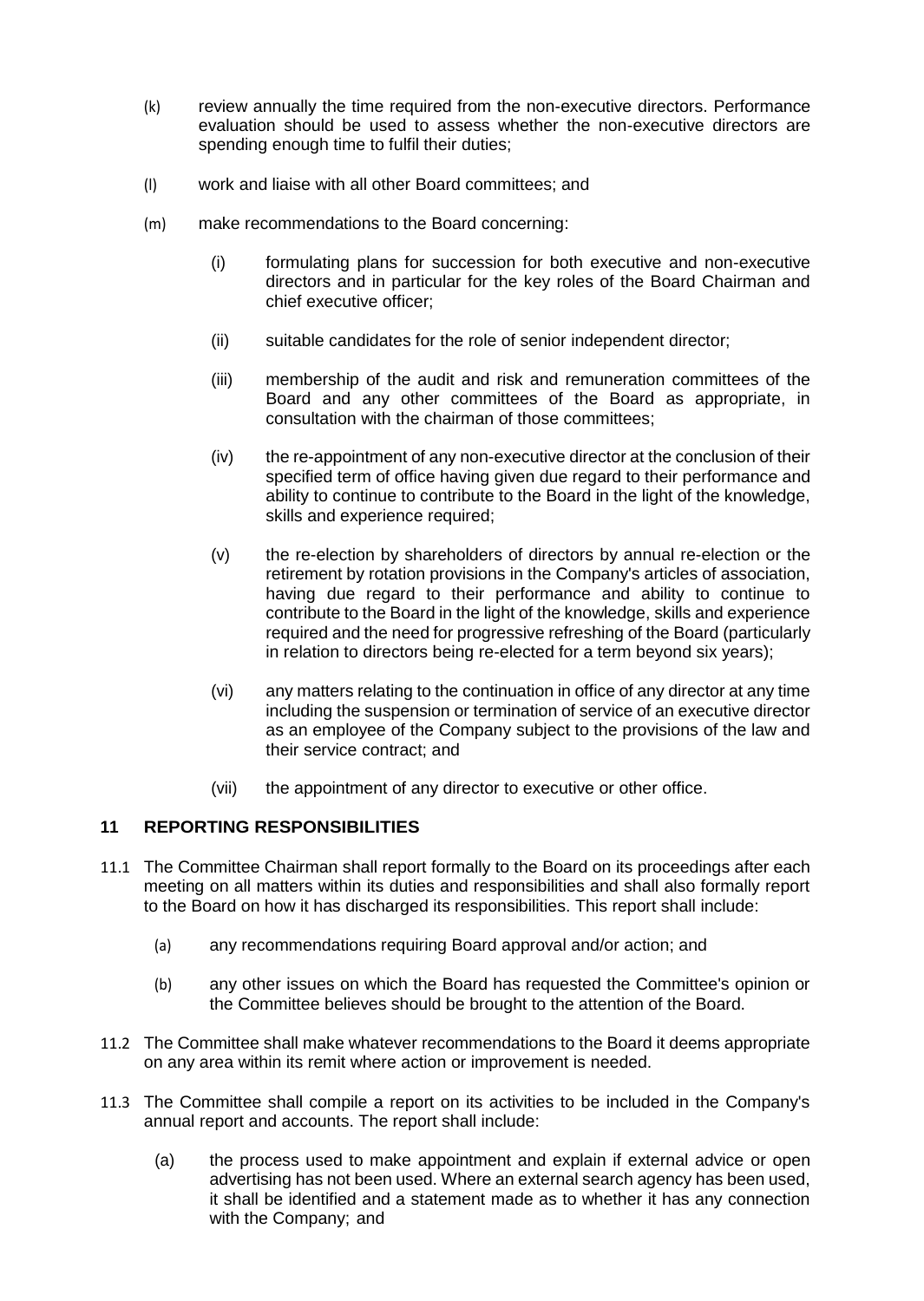(k) review annually the time required from the non-executive directors. Performance evaluation should be used to assess whether the non-executive directors are spending enough time to fulfil their duties;

(l) work and liaise with all other Board committees; and

(m) make recommendations to the Board concerning:

   (i) formulating plans for succession for both executive and non-executive directors and in particular for the key roles of the Board Chairman and chief executive officer;

   (ii) suitable candidates for the role of senior independent director;

   (iii) membership of the audit and risk and remuneration committees of the Board and any other committees of the Board as appropriate, in consultation with the chairman of those committees;

   (iv) the re-appointment of any non-executive director at the conclusion of their specified term of office having given due regard to their performance and ability to continue to contribute to the Board in the light of the knowledge, skills and experience required;

   (v) the re-election by shareholders of directors by annual re-election or the retirement by rotation provisions in the Company's articles of association, having due regard to their performance and ability to continue to contribute to the Board in the light of the knowledge, skills and experience required and the need for progressive refreshing of the Board (particularly in relation to directors being re-elected for a term beyond six years);

   (vi) any matters relating to the continuation in office of any director at any time including the suspension or termination of service of an executive director as an employee of the Company subject to the provisions of the law and their service contract; and

   (vii) the appointment of any director to executive or other office.

## 11 REPORTING RESPONSIBILITIES

11.1 The Committee Chairman shall report formally to the Board on its proceedings after each meeting on all matters within its duties and responsibilities and shall also formally report to the Board on how it has discharged its responsibilities. This report shall include:

   (a) any recommendations requiring Board approval and/or action; and

   (b) any other issues on which the Board has requested the Committee's opinion or the Committee believes should be brought to the attention of the Board.

11.2 The Committee shall make whatever recommendations to the Board it deems appropriate on any area within its remit where action or improvement is needed.

11.3 The Committee shall compile a report on its activities to be included in the Company's annual report and accounts. The report shall include:

   (a) the process used to make appointment and explain if external advice or open advertising has not been used. Where an external search agency has been used, it shall be identified and a statement made as to whether it has any connection with the Company; and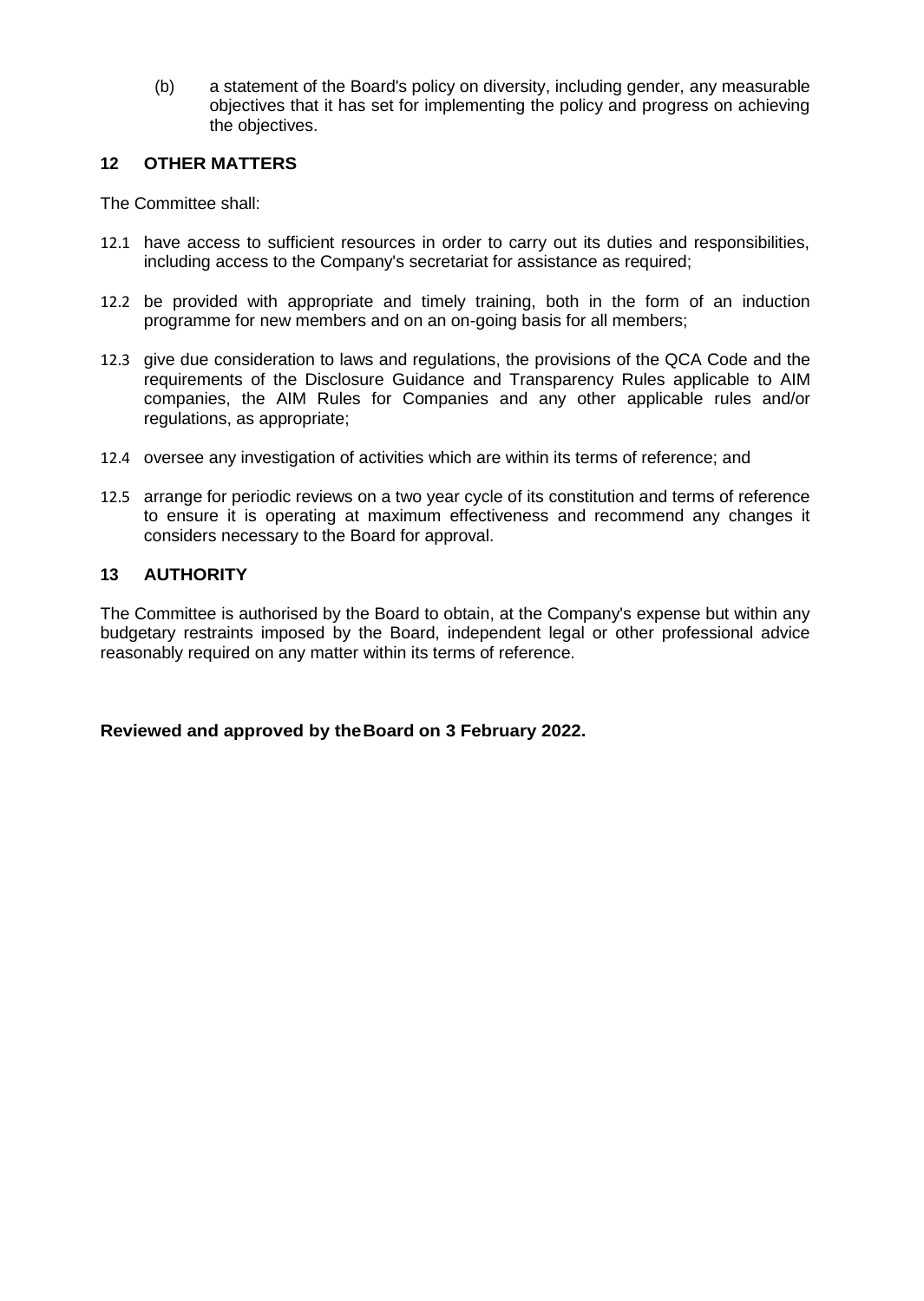(b) a statement of the Board's policy on diversity, including gender, any measurable objectives that it has set for implementing the policy and progress on achieving the objectives.

## 12 OTHER MATTERS

The Committee shall:

12.1 have access to sufficient resources in order to carry out its duties and responsibilities, including access to the Company's secretariat for assistance as required;

12.2 be provided with appropriate and timely training, both in the form of an induction programme for new members and on an on-going basis for all members;

12.3 give due consideration to laws and regulations, the provisions of the QCA Code and the requirements of the Disclosure Guidance and Transparency Rules applicable to AIM companies, the AIM Rules for Companies and any other applicable rules and/or regulations, as appropriate;

12.4 oversee any investigation of activities which are within its terms of reference; and

12.5 arrange for periodic reviews on a two year cycle of its constitution and terms of reference to ensure it is operating at maximum effectiveness and recommend any changes it considers necessary to the Board for approval.

## 13 AUTHORITY

The Committee is authorised by the Board to obtain, at the Company's expense but within any budgetary restraints imposed by the Board, independent legal or other professional advice reasonably required on any matter within its terms of reference.

**Reviewed and approved by the Board on 3 February 2022.**